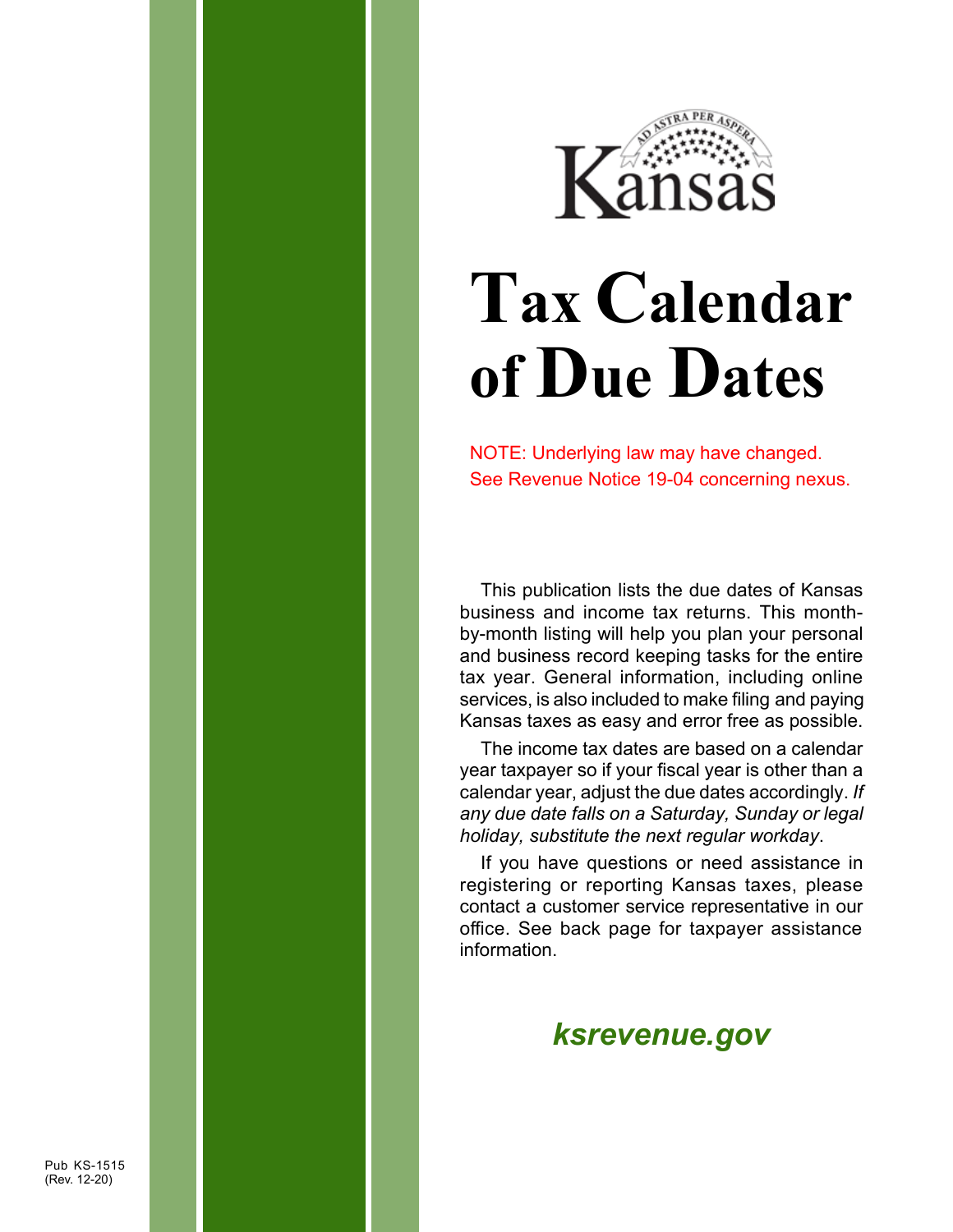Kansas

AD ASTRA PER ASPERA

# Tax Calendar of Due Dates

NOTE: Underlying law may have changed.
See Revenue Notice 19-04 concerning nexus.

This publication lists the due dates of Kansas business and income tax returns. This month-by-month listing will help you plan your personal and business record keeping tasks for the entire tax year. General information, including online services, is also included to make filing and paying Kansas taxes as easy and error free as possible.

The income tax dates are based on a calendar year taxpayer so if your fiscal year is other than a calendar year, adjust the due dates accordingly. *If any due date falls on a Saturday, Sunday or legal holiday, substitute the next regular workday*.

If you have questions or need assistance in registering or reporting Kansas taxes, please contact a customer service representative in our office. See back page for taxpayer assistance information.

***ksrevenue.gov***

Pub KS-1515
(Rev. 12-20)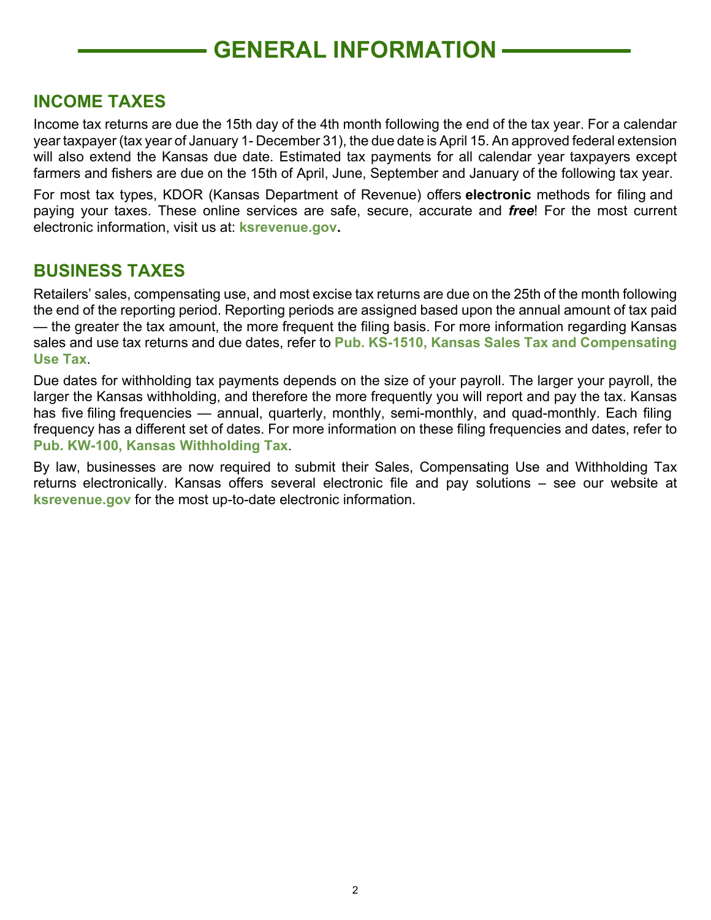# GENERAL INFORMATION

## INCOME TAXES

Income tax returns are due the 15th day of the 4th month following the end of the tax year. For a calendar year taxpayer (tax year of January 1- December 31), the due date is April 15. An approved federal extension will also extend the Kansas due date. Estimated tax payments for all calendar year taxpayers except farmers and fishers are due on the 15th of April, June, September and January of the following tax year.

For most tax types, KDOR (Kansas Department of Revenue) offers **electronic** methods for filing and paying your taxes. These online services are safe, secure, accurate and ***free***! For the most current electronic information, visit us at: **ksrevenue.gov.**

## BUSINESS TAXES

Retailers' sales, compensating use, and most excise tax returns are due on the 25th of the month following the end of the reporting period. Reporting periods are assigned based upon the annual amount of tax paid — the greater the tax amount, the more frequent the filing basis. For more information regarding Kansas sales and use tax returns and due dates, refer to **Pub. KS-1510, Kansas Sales Tax and Compensating Use Tax**.

Due dates for withholding tax payments depends on the size of your payroll. The larger your payroll, the larger the Kansas withholding, and therefore the more frequently you will report and pay the tax. Kansas has five filing frequencies — annual, quarterly, monthly, semi-monthly, and quad-monthly. Each filing frequency has a different set of dates. For more information on these filing frequencies and dates, refer to **Pub. KW-100, Kansas Withholding Tax**.

By law, businesses are now required to submit their Sales, Compensating Use and Withholding Tax returns electronically. Kansas offers several electronic file and pay solutions – see our website at **ksrevenue.gov** for the most up-to-date electronic information.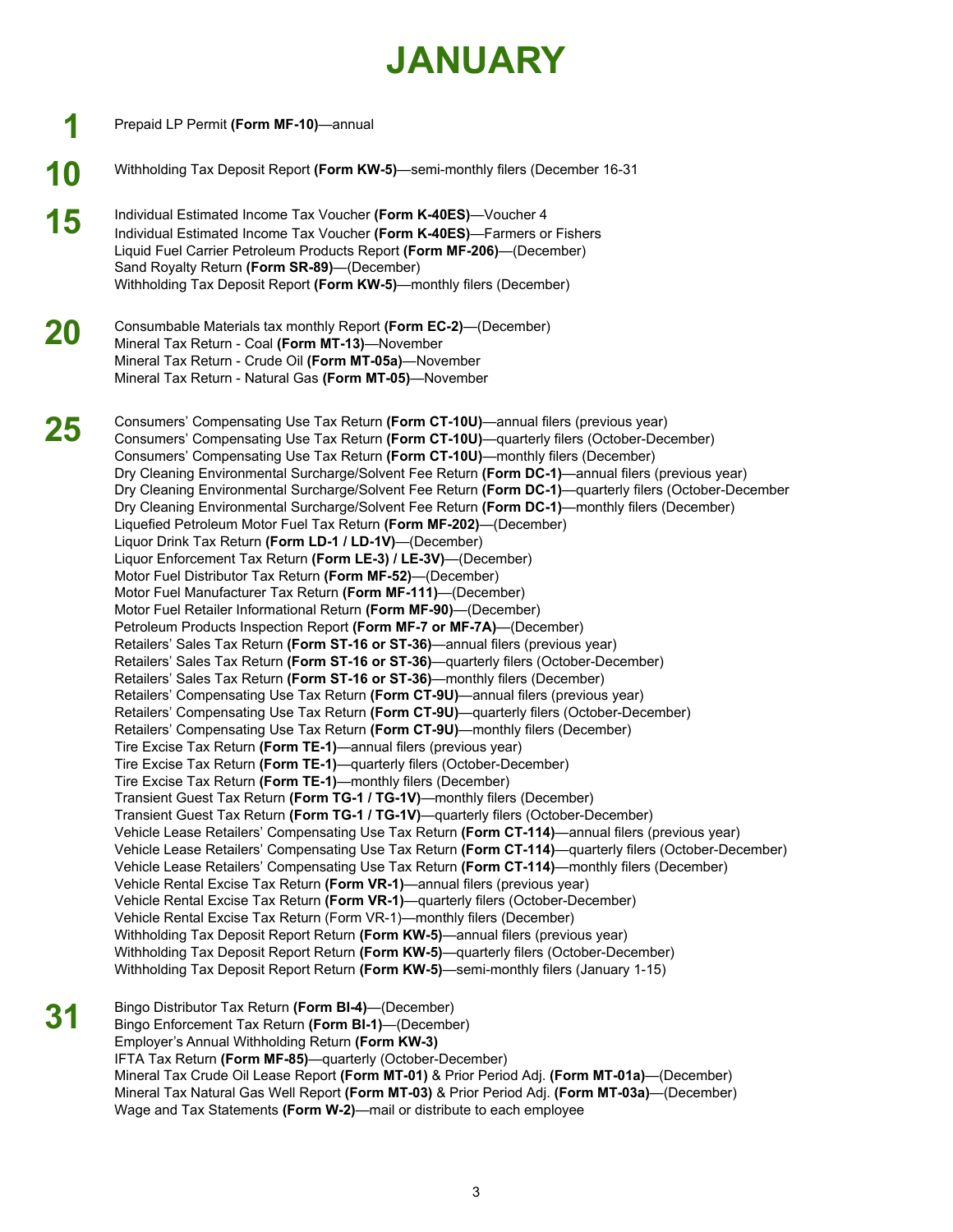# JANUARY

**1**

Prepaid LP Permit **(Form MF-10)**—annual

**10**

Withholding Tax Deposit Report **(Form KW-5)**—semi-monthly filers (December 16-31

**15**

Individual Estimated Income Tax Voucher **(Form K-40ES)**—Voucher 4
Individual Estimated Income Tax Voucher **(Form K-40ES)**—Farmers or Fishers
Liquid Fuel Carrier Petroleum Products Report **(Form MF-206)**—(December)
Sand Royalty Return **(Form SR-89)**—(December)
Withholding Tax Deposit Report **(Form KW-5)**—monthly filers (December)

**20**

Consumbable Materials tax monthly Report **(Form EC-2)**—(December)
Mineral Tax Return - Coal **(Form MT-13)**—November
Mineral Tax Return - Crude Oil **(Form MT-05a)**—November
Mineral Tax Return - Natural Gas **(Form MT-05)**—November

**25**

Consumers' Compensating Use Tax Return **(Form CT-10U)**—annual filers (previous year)
Consumers' Compensating Use Tax Return **(Form CT-10U)**—quarterly filers (October-December)
Consumers' Compensating Use Tax Return **(Form CT-10U)**—monthly filers (December)
Dry Cleaning Environmental Surcharge/Solvent Fee Return **(Form DC-1)**—annual filers (previous year)
Dry Cleaning Environmental Surcharge/Solvent Fee Return **(Form DC-1)**—quarterly filers (October-December
Dry Cleaning Environmental Surcharge/Solvent Fee Return **(Form DC-1)**—monthly filers (December)
Liquefied Petroleum Motor Fuel Tax Return **(Form MF-202)**—(December)
Liquor Drink Tax Return **(Form LD-1 / LD-1V)**—(December)
Liquor Enforcement Tax Return **(Form LE-3) / LE-3V)**—(December)
Motor Fuel Distributor Tax Return **(Form MF-52)**—(December)
Motor Fuel Manufacturer Tax Return **(Form MF-111)**—(December)
Motor Fuel Retailer Informational Return **(Form MF-90)**—(December)
Petroleum Products Inspection Report **(Form MF-7 or MF-7A)**—(December)
Retailers' Sales Tax Return **(Form ST-16 or ST-36)**—annual filers (previous year)
Retailers' Sales Tax Return **(Form ST-16 or ST-36)**—quarterly filers (October-December)
Retailers' Sales Tax Return **(Form ST-16 or ST-36)**—monthly filers (December)
Retailers' Compensating Use Tax Return **(Form CT-9U)**—annual filers (previous year)
Retailers' Compensating Use Tax Return **(Form CT-9U)**—quarterly filers (October-December)
Retailers' Compensating Use Tax Return **(Form CT-9U)**—monthly filers (December)
Tire Excise Tax Return **(Form TE-1)**—annual filers (previous year)
Tire Excise Tax Return **(Form TE-1)**—quarterly filers (October-December)
Tire Excise Tax Return **(Form TE-1)**—monthly filers (December)
Transient Guest Tax Return **(Form TG-1 / TG-1V)**—monthly filers (December)
Transient Guest Tax Return **(Form TG-1 / TG-1V)**—quarterly filers (October-December)
Vehicle Lease Retailers' Compensating Use Tax Return **(Form CT-114)**—annual filers (previous year)
Vehicle Lease Retailers' Compensating Use Tax Return **(Form CT-114)**—quarterly filers (October-December)
Vehicle Lease Retailers' Compensating Use Tax Return **(Form CT-114)**—monthly filers (December)
Vehicle Rental Excise Tax Return **(Form VR-1)**—annual filers (previous year)
Vehicle Rental Excise Tax Return **(Form VR-1)**—quarterly filers (October-December)
Vehicle Rental Excise Tax Return (Form VR-1)—monthly filers (December)
Withholding Tax Deposit Report Return **(Form KW-5)**—annual filers (previous year)
Withholding Tax Deposit Report Return **(Form KW-5)**—quarterly filers (October-December)
Withholding Tax Deposit Report Return **(Form KW-5)**—semi-monthly filers (January 1-15)

**31**

Bingo Distributor Tax Return **(Form BI-4)**—(December)
Bingo Enforcement Tax Return **(Form BI-1)**—(December)
Employer's Annual Withholding Return **(Form KW-3)**
IFTA Tax Return **(Form MF-85)**—quarterly (October-December)
Mineral Tax Crude Oil Lease Report **(Form MT-01)** & Prior Period Adj. **(Form MT-01a)**—(December)
Mineral Tax Natural Gas Well Report **(Form MT-03)** & Prior Period Adj. **(Form MT-03a)**—(December)
Wage and Tax Statements **(Form W-2)**—mail or distribute to each employee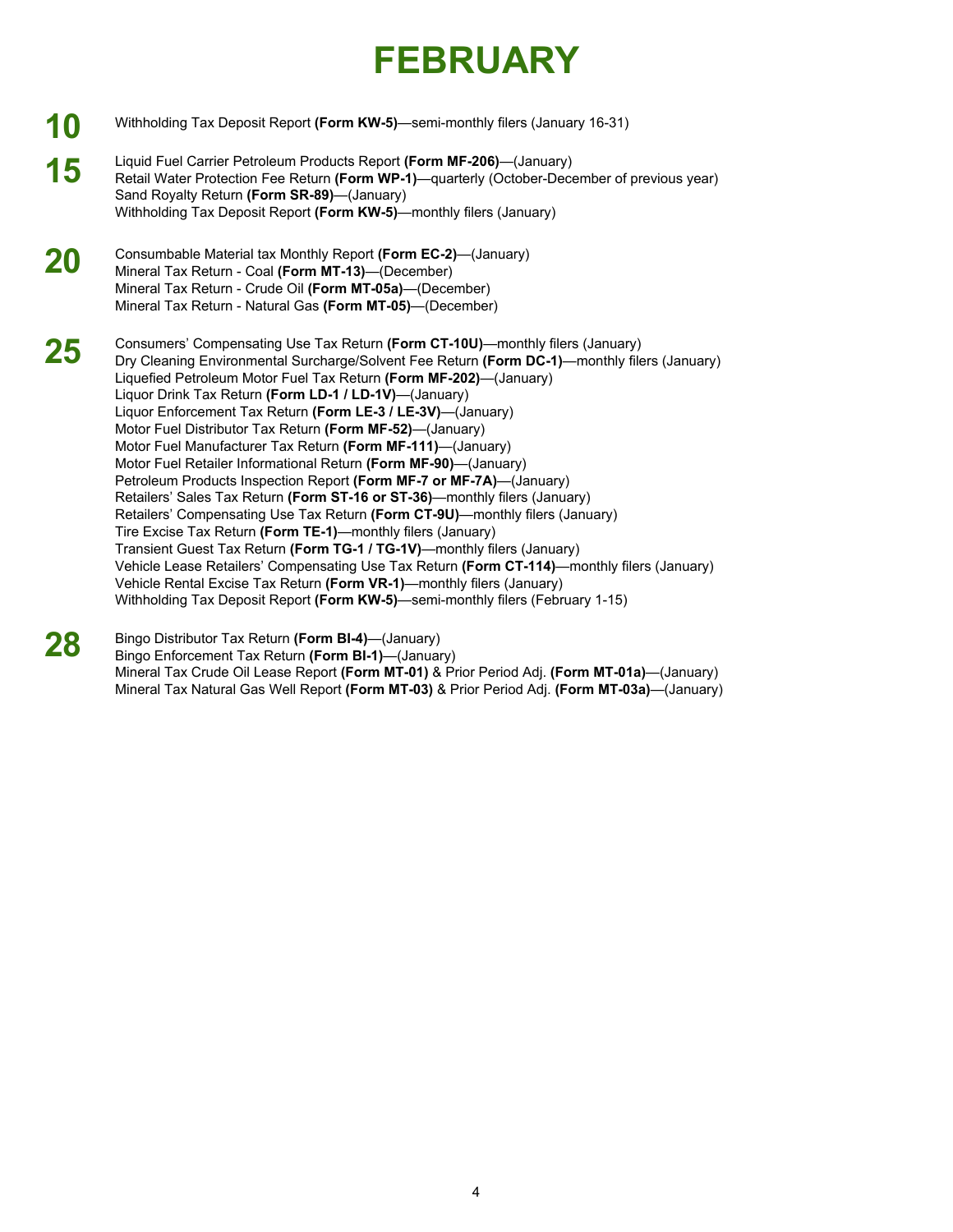# FEBRUARY

**10**

Withholding Tax Deposit Report **(Form KW-5)**—semi-monthly filers (January 16-31)

**15**

Liquid Fuel Carrier Petroleum Products Report **(Form MF-206)**—(January)
Retail Water Protection Fee Return **(Form WP-1)**—quarterly (October-December of previous year)
Sand Royalty Return **(Form SR-89)**—(January)
Withholding Tax Deposit Report **(Form KW-5)**—monthly filers (January)

**20**

Consumable Material tax Monthly Report **(Form EC-2)**—(January)
Mineral Tax Return - Coal **(Form MT-13)**—(December)
Mineral Tax Return - Crude Oil **(Form MT-05a)**—(December)
Mineral Tax Return - Natural Gas **(Form MT-05)**—(December)

**25**

Consumers' Compensating Use Tax Return **(Form CT-10U)**—monthly filers (January)
Dry Cleaning Environmental Surcharge/Solvent Fee Return **(Form DC-1)**—monthly filers (January)
Liquefied Petroleum Motor Fuel Tax Return **(Form MF-202)**—(January)
Liquor Drink Tax Return **(Form LD-1 / LD-1V)**—(January)
Liquor Enforcement Tax Return **(Form LE-3 / LE-3V)**—(January)
Motor Fuel Distributor Tax Return **(Form MF-52)**—(January)
Motor Fuel Manufacturer Tax Return **(Form MF-111)**—(January)
Motor Fuel Retailer Informational Return **(Form MF-90)**—(January)
Petroleum Products Inspection Report **(Form MF-7 or MF-7A)**—(January)
Retailers' Sales Tax Return **(Form ST-16 or ST-36)**—monthly filers (January)
Retailers' Compensating Use Tax Return **(Form CT-9U)**—monthly filers (January)
Tire Excise Tax Return **(Form TE-1)**—monthly filers (January)
Transient Guest Tax Return **(Form TG-1 / TG-1V)**—monthly filers (January)
Vehicle Lease Retailers' Compensating Use Tax Return **(Form CT-114)**—monthly filers (January)
Vehicle Rental Excise Tax Return **(Form VR-1)**—monthly filers (January)
Withholding Tax Deposit Report **(Form KW-5)**—semi-monthly filers (February 1-15)

**28**

Bingo Distributor Tax Return **(Form BI-4)**—(January)
Bingo Enforcement Tax Return **(Form BI-1)**—(January)
Mineral Tax Crude Oil Lease Report **(Form MT-01)** & Prior Period Adj. **(Form MT-01a)**—(January)
Mineral Tax Natural Gas Well Report **(Form MT-03)** & Prior Period Adj. **(Form MT-03a)**—(January)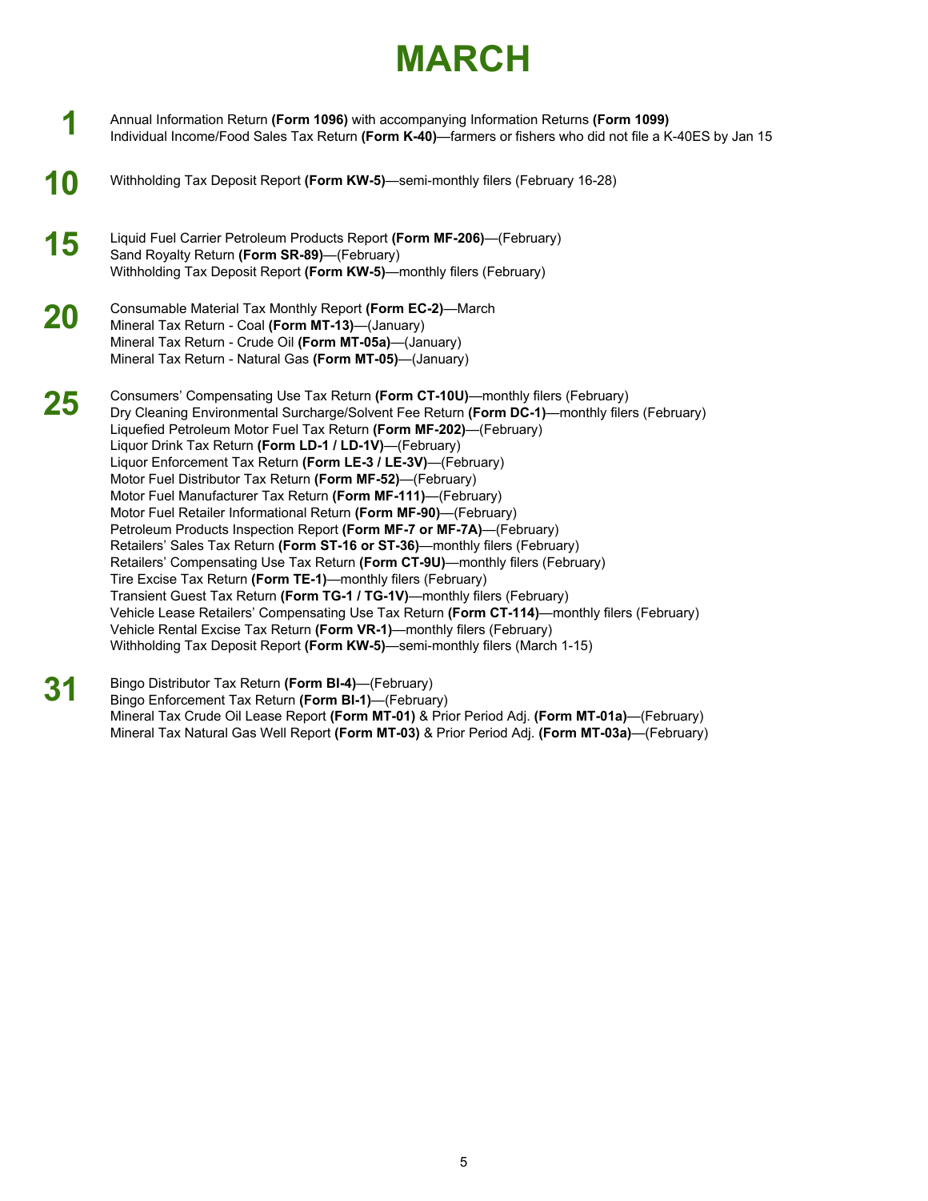# MARCH

## 1

Annual Information Return **(Form 1096)** with accompanying Information Returns **(Form 1099)**
Individual Income/Food Sales Tax Return **(Form K-40)**—farmers or fishers who did not file a K-40ES by Jan 15

## 10

Withholding Tax Deposit Report **(Form KW-5)**—semi-monthly filers (February 16-28)

## 15

Liquid Fuel Carrier Petroleum Products Report **(Form MF-206)**—(February)
Sand Royalty Return **(Form SR-89)**—(February)
Withholding Tax Deposit Report **(Form KW-5)**—monthly filers (February)

## 20

Consumable Material Tax Monthly Report **(Form EC-2)**—March
Mineral Tax Return - Coal **(Form MT-13)**—(January)
Mineral Tax Return - Crude Oil **(Form MT-05a)**—(January)
Mineral Tax Return - Natural Gas **(Form MT-05)**—(January)

## 25

Consumers' Compensating Use Tax Return **(Form CT-10U)**—monthly filers (February)
Dry Cleaning Environmental Surcharge/Solvent Fee Return **(Form DC-1)**—monthly filers (February)
Liquefied Petroleum Motor Fuel Tax Return **(Form MF-202)**—(February)
Liquor Drink Tax Return **(Form LD-1 / LD-1V)**—(February)
Liquor Enforcement Tax Return **(Form LE-3 / LE-3V)**—(February)
Motor Fuel Distributor Tax Return **(Form MF-52)**—(February)
Motor Fuel Manufacturer Tax Return **(Form MF-111)**—(February)
Motor Fuel Retailer Informational Return **(Form MF-90)**—(February)
Petroleum Products Inspection Report **(Form MF-7 or MF-7A)**—(February)
Retailers' Sales Tax Return **(Form ST-16 or ST-36)**—monthly filers (February)
Retailers' Compensating Use Tax Return **(Form CT-9U)**—monthly filers (February)
Tire Excise Tax Return **(Form TE-1)**—monthly filers (February)
Transient Guest Tax Return **(Form TG-1 / TG-1V)**—monthly filers (February)
Vehicle Lease Retailers' Compensating Use Tax Return **(Form CT-114)**—monthly filers (February)
Vehicle Rental Excise Tax Return **(Form VR-1)**—monthly filers (February)
Withholding Tax Deposit Report **(Form KW-5)**—semi-monthly filers (March 1-15)

## 31

Bingo Distributor Tax Return **(Form BI-4)**—(February)
Bingo Enforcement Tax Return **(Form BI-1)**—(February)
Mineral Tax Crude Oil Lease Report **(Form MT-01)** & Prior Period Adj. **(Form MT-01a)**—(February)
Mineral Tax Natural Gas Well Report **(Form MT-03)** & Prior Period Adj. **(Form MT-03a)**—(February)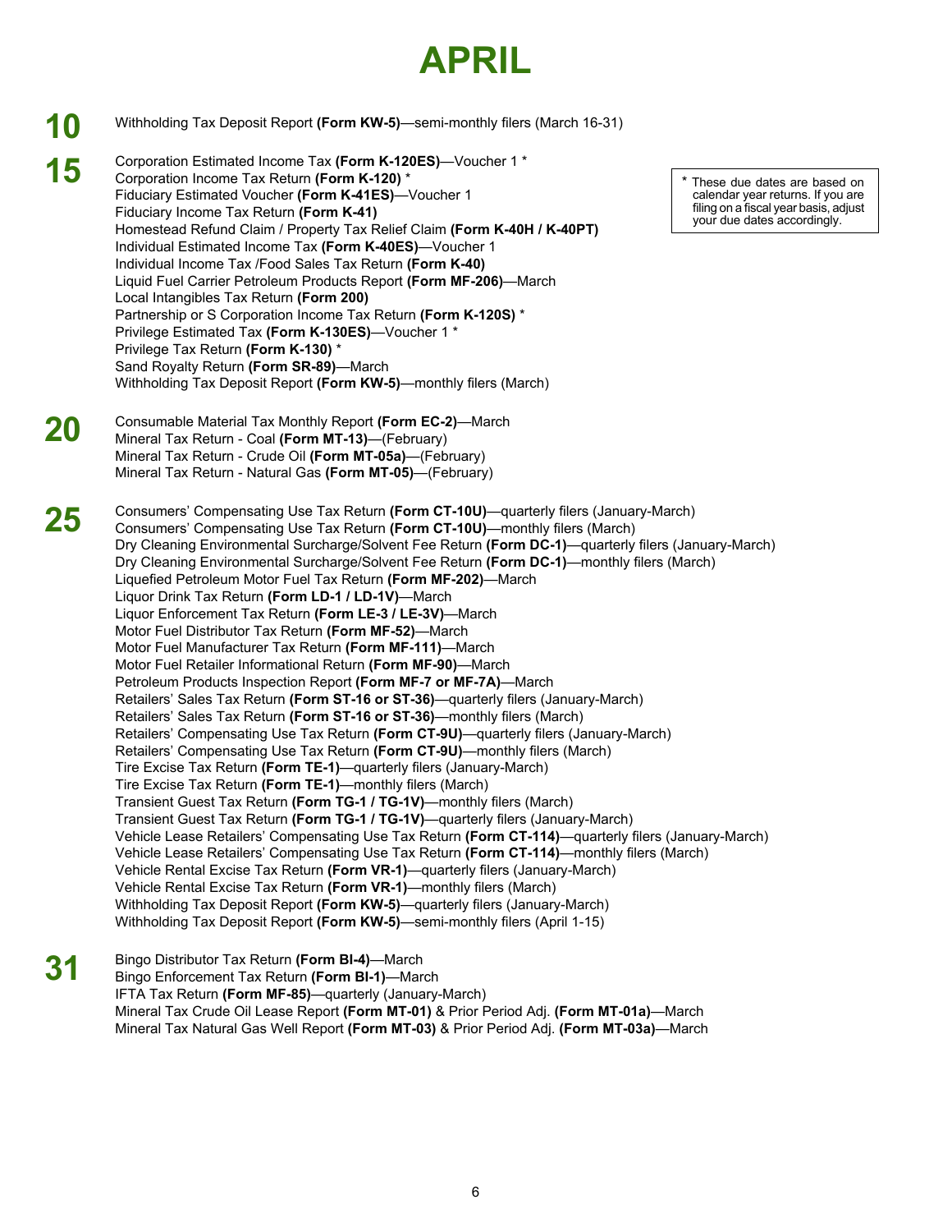# APRIL

**10**

Withholding Tax Deposit Report **(Form KW-5)**—semi-monthly filers (March 16-31)

**15**

Corporation Estimated Income Tax **(Form K-120ES)**—Voucher 1 *
Corporation Income Tax Return **(Form K-120)** *
Fiduciary Estimated Voucher **(Form K-41ES)**—Voucher 1
Fiduciary Income Tax Return **(Form K-41)**
Homestead Refund Claim / Property Tax Relief Claim **(Form K-40H / K-40PT)**
Individual Estimated Income Tax **(Form K-40ES)**—Voucher 1
Individual Income Tax /Food Sales Tax Return **(Form K-40)**
Liquid Fuel Carrier Petroleum Products Report **(Form MF-206)**—March
Local Intangibles Tax Return **(Form 200)**
Partnership or S Corporation Income Tax Return **(Form K-120S)** *
Privilege Estimated Tax **(Form K-130ES)**—Voucher 1 *
Privilege Tax Return **(Form K-130)** *
Sand Royalty Return **(Form SR-89)**—March
Withholding Tax Deposit Report **(Form KW-5)**—monthly filers (March)

* These due dates are based on calendar year returns. If you are filing on a fiscal year basis, adjust your due dates accordingly.

**20**

Consumable Material Tax Monthly Report **(Form EC-2)**—March
Mineral Tax Return - Coal **(Form MT-13)**—(February)
Mineral Tax Return - Crude Oil **(Form MT-05a)**—(February)
Mineral Tax Return - Natural Gas **(Form MT-05)**—(February)

**25**

Consumers' Compensating Use Tax Return **(Form CT-10U)**—quarterly filers (January-March)
Consumers' Compensating Use Tax Return **(Form CT-10U)**—monthly filers (March)
Dry Cleaning Environmental Surcharge/Solvent Fee Return **(Form DC-1)**—quarterly filers (January-March)
Dry Cleaning Environmental Surcharge/Solvent Fee Return **(Form DC-1)**—monthly filers (March)
Liquefied Petroleum Motor Fuel Tax Return **(Form MF-202)**—March
Liquor Drink Tax Return **(Form LD-1 / LD-1V)**—March
Liquor Enforcement Tax Return **(Form LE-3 / LE-3V)**—March
Motor Fuel Distributor Tax Return **(Form MF-52)**—March
Motor Fuel Manufacturer Tax Return **(Form MF-111)**—March
Motor Fuel Retailer Informational Return **(Form MF-90)**—March
Petroleum Products Inspection Report **(Form MF-7 or MF-7A)**—March
Retailers' Sales Tax Return **(Form ST-16 or ST-36)**—quarterly filers (January-March)
Retailers' Sales Tax Return **(Form ST-16 or ST-36)**—monthly filers (March)
Retailers' Compensating Use Tax Return **(Form CT-9U)**—quarterly filers (January-March)
Retailers' Compensating Use Tax Return **(Form CT-9U)**—monthly filers (March)
Tire Excise Tax Return **(Form TE-1)**—quarterly filers (January-March)
Tire Excise Tax Return **(Form TE-1)**—monthly filers (March)
Transient Guest Tax Return **(Form TG-1 / TG-1V)**—monthly filers (March)
Transient Guest Tax Return **(Form TG-1 / TG-1V)**—quarterly filers (January-March)
Vehicle Lease Retailers' Compensating Use Tax Return **(Form CT-114)**—quarterly filers (January-March)
Vehicle Lease Retailers' Compensating Use Tax Return **(Form CT-114)**—monthly filers (March)
Vehicle Rental Excise Tax Return **(Form VR-1)**—quarterly filers (January-March)
Vehicle Rental Excise Tax Return **(Form VR-1)**—monthly filers (March)
Withholding Tax Deposit Report **(Form KW-5)**—quarterly filers (January-March)
Withholding Tax Deposit Report **(Form KW-5)**—semi-monthly filers (April 1-15)

**31**

Bingo Distributor Tax Return **(Form BI-4)**—March
Bingo Enforcement Tax Return **(Form BI-1)**—March
IFTA Tax Return **(Form MF-85)**—quarterly (January-March)
Mineral Tax Crude Oil Lease Report **(Form MT-01)** & Prior Period Adj. **(Form MT-01a)**—March
Mineral Tax Natural Gas Well Report **(Form MT-03)** & Prior Period Adj. **(Form MT-03a)**—March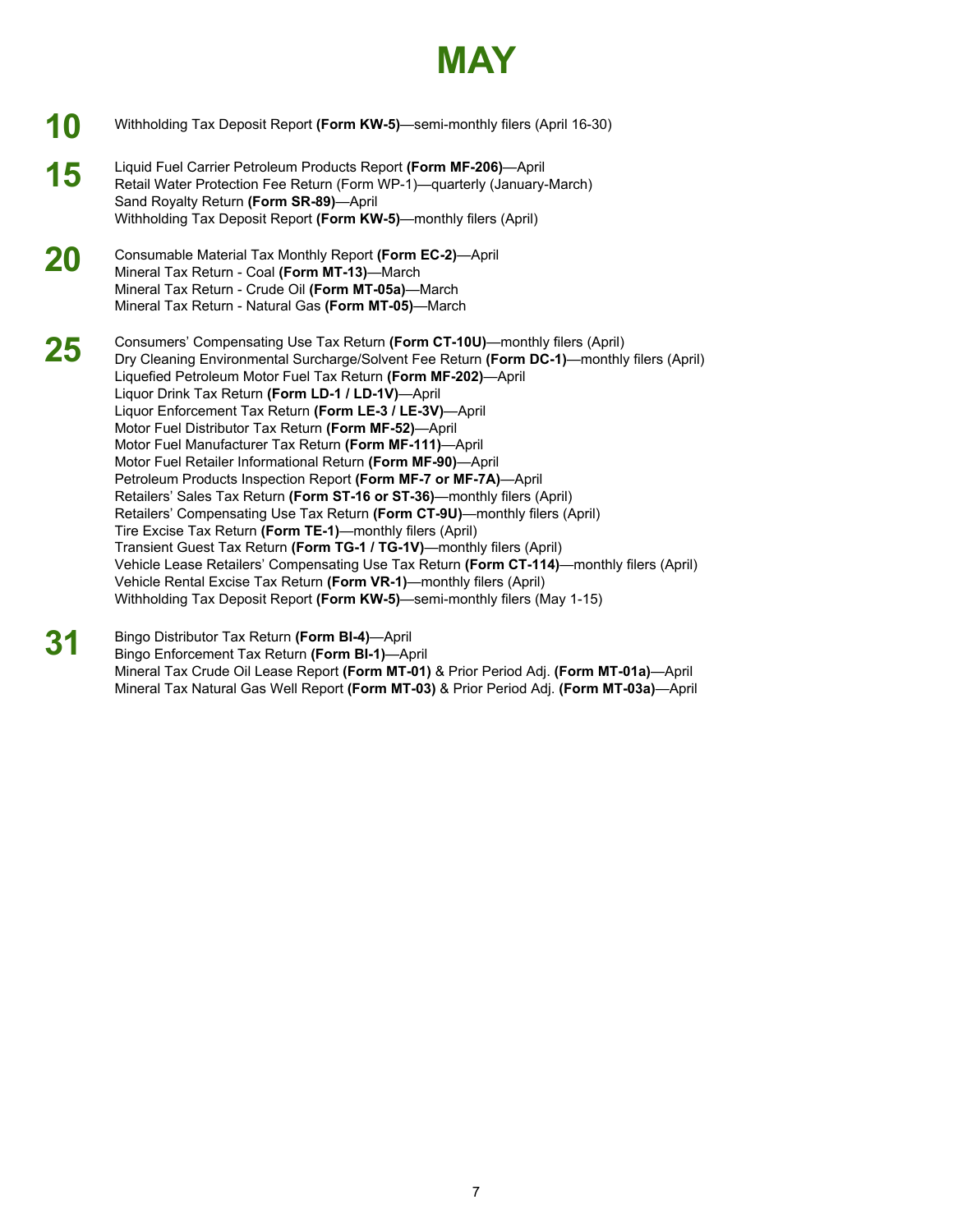# MAY

**10**

Withholding Tax Deposit Report **(Form KW-5)**—semi-monthly filers (April 16-30)

**15**

Liquid Fuel Carrier Petroleum Products Report **(Form MF-206)**—April
Retail Water Protection Fee Return (Form WP-1)—quarterly (January-March)
Sand Royalty Return **(Form SR-89)**—April
Withholding Tax Deposit Report **(Form KW-5)**—monthly filers (April)

**20**

Consumable Material Tax Monthly Report **(Form EC-2)**—April
Mineral Tax Return - Coal **(Form MT-13)**—March
Mineral Tax Return - Crude Oil **(Form MT-05a)**—March
Mineral Tax Return - Natural Gas **(Form MT-05)**—March

**25**

Consumers' Compensating Use Tax Return **(Form CT-10U)**—monthly filers (April)
Dry Cleaning Environmental Surcharge/Solvent Fee Return **(Form DC-1)**—monthly filers (April)
Liquefied Petroleum Motor Fuel Tax Return **(Form MF-202)**—April
Liquor Drink Tax Return **(Form LD-1 / LD-1V)**—April
Liquor Enforcement Tax Return **(Form LE-3 / LE-3V)**—April
Motor Fuel Distributor Tax Return **(Form MF-52)**—April
Motor Fuel Manufacturer Tax Return **(Form MF-111)**—April
Motor Fuel Retailer Informational Return **(Form MF-90)**—April
Petroleum Products Inspection Report **(Form MF-7 or MF-7A)**—April
Retailers' Sales Tax Return **(Form ST-16 or ST-36)**—monthly filers (April)
Retailers' Compensating Use Tax Return **(Form CT-9U)**—monthly filers (April)
Tire Excise Tax Return **(Form TE-1)**—monthly filers (April)
Transient Guest Tax Return **(Form TG-1 / TG-1V)**—monthly filers (April)
Vehicle Lease Retailers' Compensating Use Tax Return **(Form CT-114)**—monthly filers (April)
Vehicle Rental Excise Tax Return **(Form VR-1)**—monthly filers (April)
Withholding Tax Deposit Report **(Form KW-5)**—semi-monthly filers (May 1-15)

**31**

Bingo Distributor Tax Return **(Form BI-4)**—April
Bingo Enforcement Tax Return **(Form BI-1)**—April
Mineral Tax Crude Oil Lease Report **(Form MT-01)** & Prior Period Adj. **(Form MT-01a)**—April
Mineral Tax Natural Gas Well Report **(Form MT-03)** & Prior Period Adj. **(Form MT-03a)**—April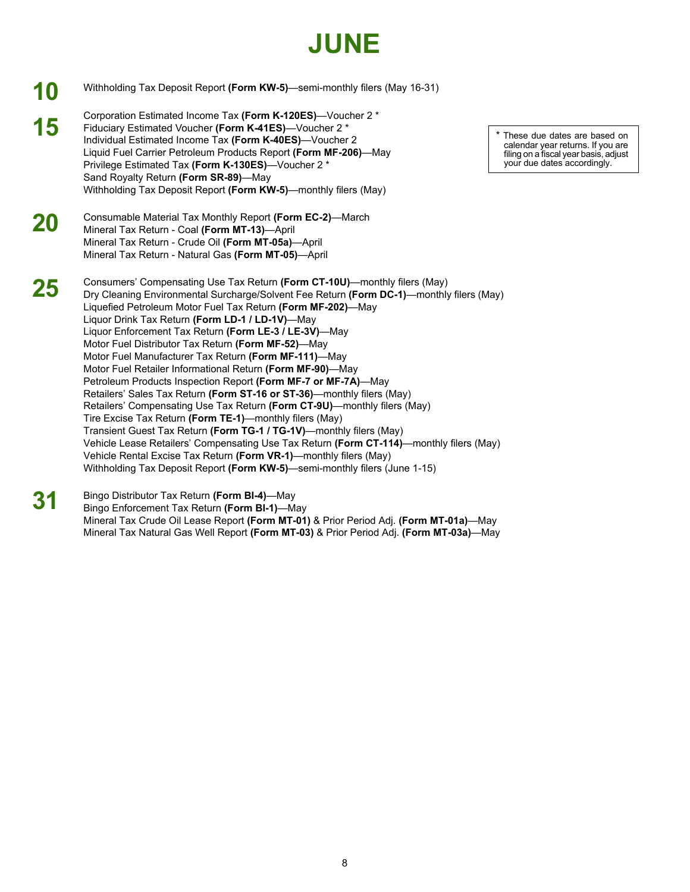# JUNE

**10**

Withholding Tax Deposit Report **(Form KW-5)**—semi-monthly filers (May 16-31)

**15**

Corporation Estimated Income Tax **(Form K-120ES)**—Voucher 2 *
Fiduciary Estimated Voucher **(Form K-41ES)**—Voucher 2 *
Individual Estimated Income Tax **(Form K-40ES)**—Voucher 2
Liquid Fuel Carrier Petroleum Products Report **(Form MF-206)**—May
Privilege Estimated Tax **(Form K-130ES)**—Voucher 2 *
Sand Royalty Return **(Form SR-89)**—May
Withholding Tax Deposit Report **(Form KW-5)**—monthly filers (May)

> * These due dates are based on calendar year returns. If you are filing on a fiscal year basis, adjust your due dates accordingly.

**20**

Consumable Material Tax Monthly Report **(Form EC-2)**—March
Mineral Tax Return - Coal **(Form MT-13)**—April
Mineral Tax Return - Crude Oil **(Form MT-05a)**—April
Mineral Tax Return - Natural Gas **(Form MT-05)**—April

**25**

Consumers' Compensating Use Tax Return **(Form CT-10U)**—monthly filers (May)
Dry Cleaning Environmental Surcharge/Solvent Fee Return **(Form DC-1)**—monthly filers (May)
Liquefied Petroleum Motor Fuel Tax Return **(Form MF-202)**—May
Liquor Drink Tax Return **(Form LD-1 / LD-1V)**—May
Liquor Enforcement Tax Return **(Form LE-3 / LE-3V)**—May
Motor Fuel Distributor Tax Return **(Form MF-52)**—May
Motor Fuel Manufacturer Tax Return **(Form MF-111)**—May
Motor Fuel Retailer Informational Return **(Form MF-90)**—May
Petroleum Products Inspection Report **(Form MF-7 or MF-7A)**—May
Retailers' Sales Tax Return **(Form ST-16 or ST-36)**—monthly filers (May)
Retailers' Compensating Use Tax Return **(Form CT-9U)**—monthly filers (May)
Tire Excise Tax Return **(Form TE-1)**—monthly filers (May)
Transient Guest Tax Return **(Form TG-1 / TG-1V)**—monthly filers (May)
Vehicle Lease Retailers' Compensating Use Tax Return **(Form CT-114)**—monthly filers (May)
Vehicle Rental Excise Tax Return **(Form VR-1)**—monthly filers (May)
Withholding Tax Deposit Report **(Form KW-5)**—semi-monthly filers (June 1-15)

**31**

Bingo Distributor Tax Return **(Form BI-4)**—May
Bingo Enforcement Tax Return **(Form BI-1)**—May
Mineral Tax Crude Oil Lease Report **(Form MT-01)** & Prior Period Adj. **(Form MT-01a)**—May
Mineral Tax Natural Gas Well Report **(Form MT-03)** & Prior Period Adj. **(Form MT-03a)**—May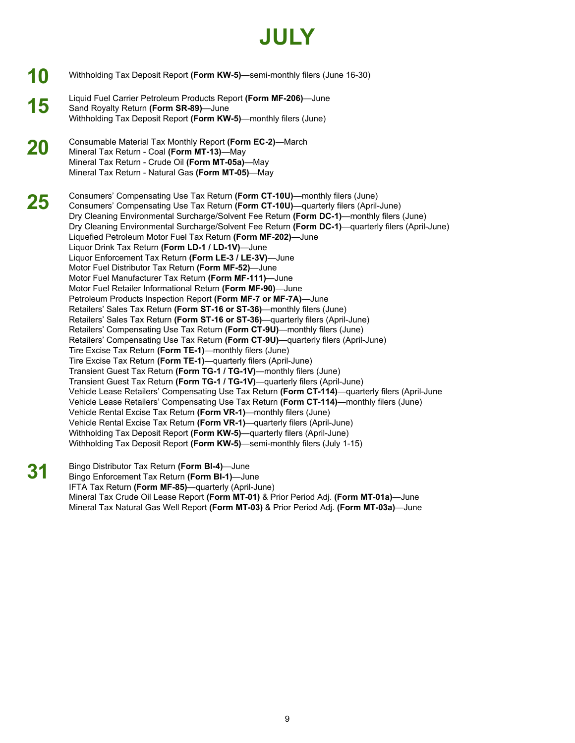# JULY

**10**

Withholding Tax Deposit Report **(Form KW-5)**—semi-monthly filers (June 16-30)

**15**

Liquid Fuel Carrier Petroleum Products Report **(Form MF-206)**—June
Sand Royalty Return **(Form SR-89)**—June
Withholding Tax Deposit Report **(Form KW-5)**—monthly filers (June)

**20**

Consumable Material Tax Monthly Report **(Form EC-2)**—March
Mineral Tax Return - Coal **(Form MT-13)**—May
Mineral Tax Return - Crude Oil **(Form MT-05a)**—May
Mineral Tax Return - Natural Gas **(Form MT-05)**—May

**25**

Consumers' Compensating Use Tax Return **(Form CT-10U)**—monthly filers (June)
Consumers' Compensating Use Tax Return **(Form CT-10U)**—quarterly filers (April-June)
Dry Cleaning Environmental Surcharge/Solvent Fee Return **(Form DC-1)**—monthly filers (June)
Dry Cleaning Environmental Surcharge/Solvent Fee Return **(Form DC-1)**—quarterly filers (April-June)
Liquefied Petroleum Motor Fuel Tax Return **(Form MF-202)**—June
Liquor Drink Tax Return **(Form LD-1 / LD-1V)**—June
Liquor Enforcement Tax Return **(Form LE-3 / LE-3V)**—June
Motor Fuel Distributor Tax Return **(Form MF-52)**—June
Motor Fuel Manufacturer Tax Return **(Form MF-111)**—June
Motor Fuel Retailer Informational Return **(Form MF-90)**—June
Petroleum Products Inspection Report **(Form MF-7 or MF-7A)**—June
Retailers' Sales Tax Return **(Form ST-16 or ST-36)**—monthly filers (June)
Retailers' Sales Tax Return **(Form ST-16 or ST-36)**—quarterly filers (April-June)
Retailers' Compensating Use Tax Return **(Form CT-9U)**—monthly filers (June)
Retailers' Compensating Use Tax Return **(Form CT-9U)**—quarterly filers (April-June)
Tire Excise Tax Return **(Form TE-1)**—monthly filers (June)
Tire Excise Tax Return **(Form TE-1)**—quarterly filers (April-June)
Transient Guest Tax Return **(Form TG-1 / TG-1V)**—monthly filers (June)
Transient Guest Tax Return **(Form TG-1 / TG-1V)**—quarterly filers (April-June)
Vehicle Lease Retailers' Compensating Use Tax Return **(Form CT-114)**—quarterly filers (April-June
Vehicle Lease Retailers' Compensating Use Tax Return **(Form CT-114)**—monthly filers (June)
Vehicle Rental Excise Tax Return **(Form VR-1)**—monthly filers (June)
Vehicle Rental Excise Tax Return **(Form VR-1)**—quarterly filers (April-June)
Withholding Tax Deposit Report **(Form KW-5)**—quarterly filers (April-June)
Withholding Tax Deposit Report **(Form KW-5)**—semi-monthly filers (July 1-15)

**31**

Bingo Distributor Tax Return **(Form BI-4)**—June
Bingo Enforcement Tax Return **(Form BI-1)**—June
IFTA Tax Return **(Form MF-85)**—quarterly (April-June)
Mineral Tax Crude Oil Lease Report **(Form MT-01)** & Prior Period Adj. **(Form MT-01a)**—June
Mineral Tax Natural Gas Well Report **(Form MT-03)** & Prior Period Adj. **(Form MT-03a)**—June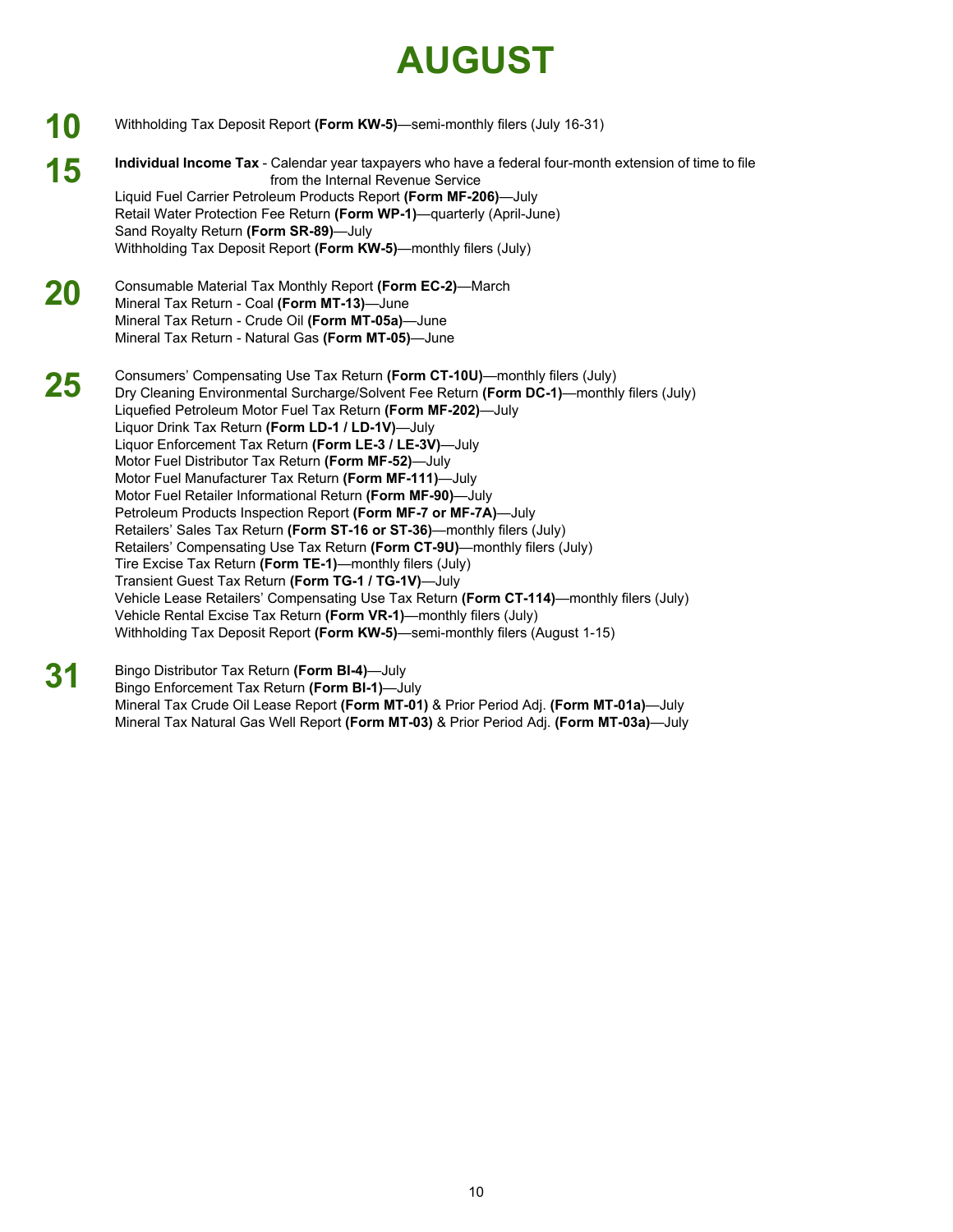# AUGUST

## 10

Withholding Tax Deposit Report **(Form KW-5)**—semi-monthly filers (July 16-31)

## 15

**Individual Income Tax** - Calendar year taxpayers who have a federal four-month extension of time to file from the Internal Revenue Service
Liquid Fuel Carrier Petroleum Products Report **(Form MF-206)**—July
Retail Water Protection Fee Return **(Form WP-1)**—quarterly (April-June)
Sand Royalty Return **(Form SR-89)**—July
Withholding Tax Deposit Report **(Form KW-5)**—monthly filers (July)

## 20

Consumable Material Tax Monthly Report **(Form EC-2)**—March
Mineral Tax Return - Coal **(Form MT-13)**—June
Mineral Tax Return - Crude Oil **(Form MT-05a)**—June
Mineral Tax Return - Natural Gas **(Form MT-05)**—June

## 25

Consumers' Compensating Use Tax Return **(Form CT-10U)**—monthly filers (July)
Dry Cleaning Environmental Surcharge/Solvent Fee Return **(Form DC-1)**—monthly filers (July)
Liquefied Petroleum Motor Fuel Tax Return **(Form MF-202)**—July
Liquor Drink Tax Return **(Form LD-1 / LD-1V)**—July
Liquor Enforcement Tax Return **(Form LE-3 / LE-3V)**—July
Motor Fuel Distributor Tax Return **(Form MF-52)**—July
Motor Fuel Manufacturer Tax Return **(Form MF-111)**—July
Motor Fuel Retailer Informational Return **(Form MF-90)**—July
Petroleum Products Inspection Report **(Form MF-7 or MF-7A)**—July
Retailers' Sales Tax Return **(Form ST-16 or ST-36)**—monthly filers (July)
Retailers' Compensating Use Tax Return **(Form CT-9U)**—monthly filers (July)
Tire Excise Tax Return **(Form TE-1)**—monthly filers (July)
Transient Guest Tax Return **(Form TG-1 / TG-1V)**—July
Vehicle Lease Retailers' Compensating Use Tax Return **(Form CT-114)**—monthly filers (July)
Vehicle Rental Excise Tax Return **(Form VR-1)**—monthly filers (July)
Withholding Tax Deposit Report **(Form KW-5)**—semi-monthly filers (August 1-15)

## 31

Bingo Distributor Tax Return **(Form BI-4)**—July
Bingo Enforcement Tax Return **(Form BI-1)**—July
Mineral Tax Crude Oil Lease Report **(Form MT-01)** & Prior Period Adj. **(Form MT-01a)**—July
Mineral Tax Natural Gas Well Report **(Form MT-03)** & Prior Period Adj. **(Form MT-03a)**—July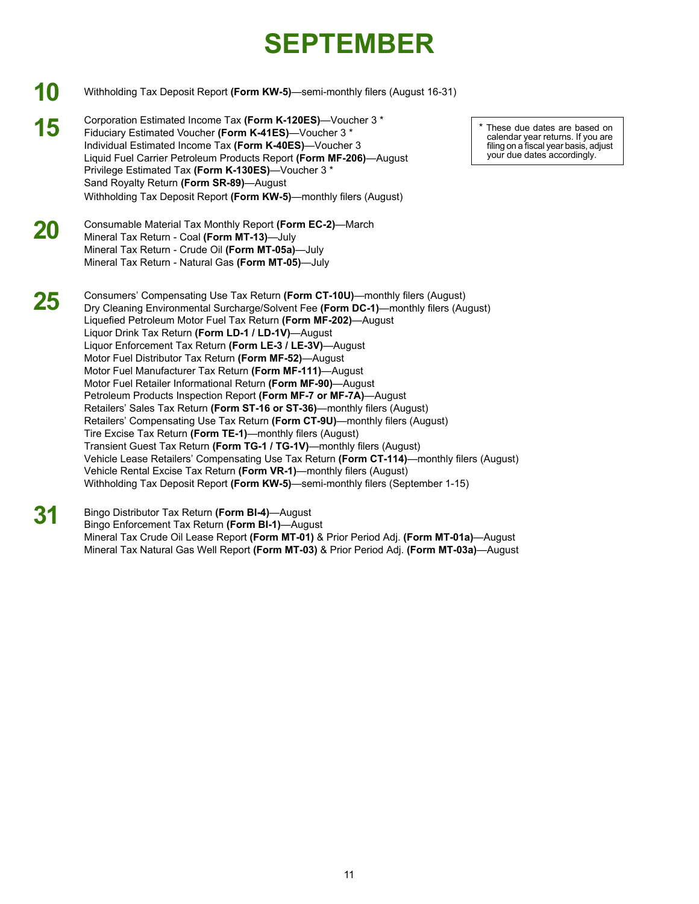# SEPTEMBER

## 10

Withholding Tax Deposit Report **(Form KW-5)**—semi-monthly filers (August 16-31)

## 15

Corporation Estimated Income Tax **(Form K-120ES)**—Voucher 3 *
Fiduciary Estimated Voucher **(Form K-41ES)**—Voucher 3 *
Individual Estimated Income Tax **(Form K-40ES)**—Voucher 3
Liquid Fuel Carrier Petroleum Products Report **(Form MF-206)**—August
Privilege Estimated Tax **(Form K-130ES)**—Voucher 3 *
Sand Royalty Return **(Form SR-89)**—August
Withholding Tax Deposit Report **(Form KW-5)**—monthly filers (August)

> * These due dates are based on calendar year returns. If you are filing on a fiscal year basis, adjust your due dates accordingly.

## 20

Consumable Material Tax Monthly Report **(Form EC-2)**—March
Mineral Tax Return - Coal **(Form MT-13)**—July
Mineral Tax Return - Crude Oil **(Form MT-05a)**—July
Mineral Tax Return - Natural Gas **(Form MT-05)**—July

## 25

Consumers' Compensating Use Tax Return **(Form CT-10U)**—monthly filers (August)
Dry Cleaning Environmental Surcharge/Solvent Fee **(Form DC-1)**—monthly filers (August)
Liquefied Petroleum Motor Fuel Tax Return **(Form MF-202)**—August
Liquor Drink Tax Return **(Form LD-1 / LD-1V)**—August
Liquor Enforcement Tax Return **(Form LE-3 / LE-3V)**—August
Motor Fuel Distributor Tax Return **(Form MF-52)**—August
Motor Fuel Manufacturer Tax Return **(Form MF-111)**—August
Motor Fuel Retailer Informational Return **(Form MF-90)**—August
Petroleum Products Inspection Report **(Form MF-7 or MF-7A)**—August
Retailers' Sales Tax Return **(Form ST-16 or ST-36)**—monthly filers (August)
Retailers' Compensating Use Tax Return **(Form CT-9U)**—monthly filers (August)
Tire Excise Tax Return **(Form TE-1)**—monthly filers (August)
Transient Guest Tax Return **(Form TG-1 / TG-1V)**—monthly filers (August)
Vehicle Lease Retailers' Compensating Use Tax Return **(Form CT-114)**—monthly filers (August)
Vehicle Rental Excise Tax Return **(Form VR-1)**—monthly filers (August)
Withholding Tax Deposit Report **(Form KW-5)**—semi-monthly filers (September 1-15)

## 31

Bingo Distributor Tax Return **(Form BI-4)**—August
Bingo Enforcement Tax Return **(Form BI-1)**—August
Mineral Tax Crude Oil Lease Report **(Form MT-01)** & Prior Period Adj. **(Form MT-01a)**—August
Mineral Tax Natural Gas Well Report **(Form MT-03)** & Prior Period Adj. **(Form MT-03a)**—August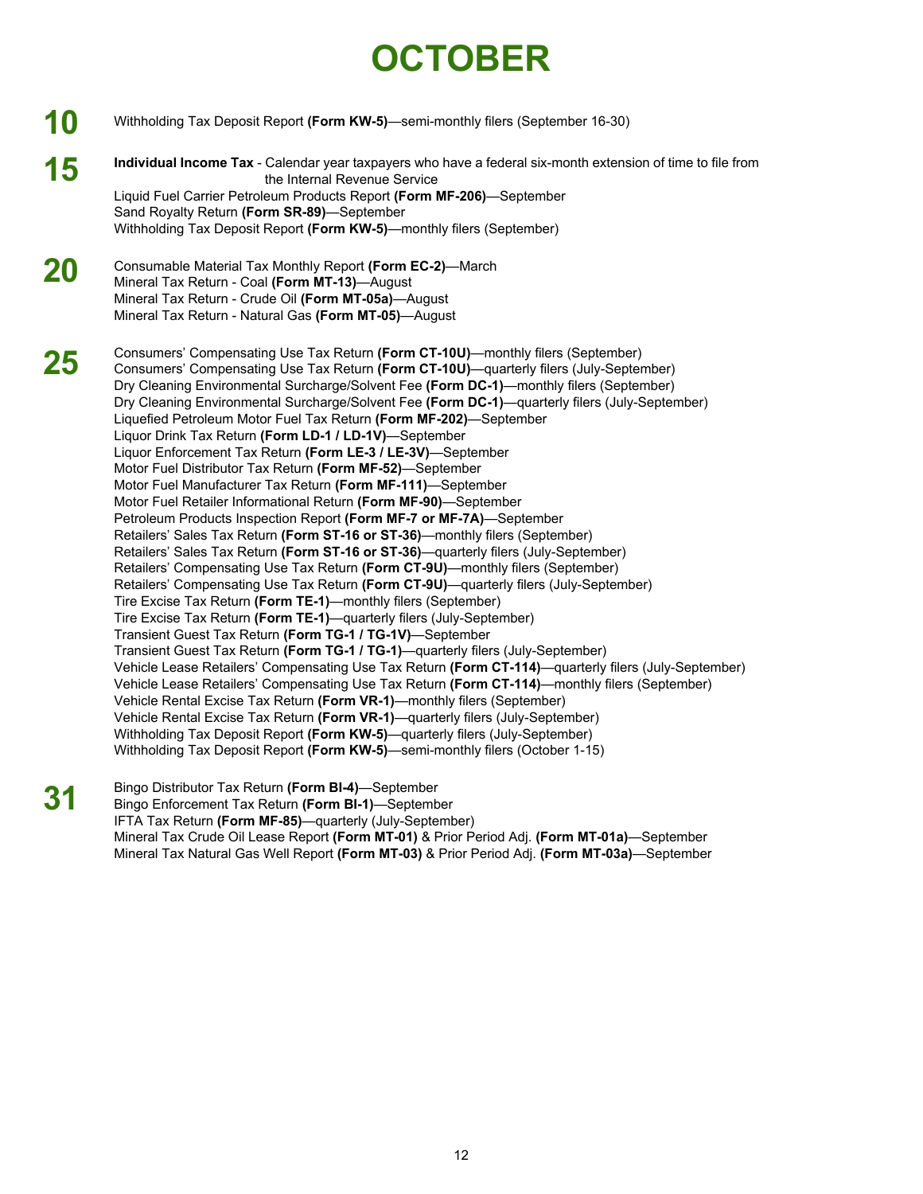# OCTOBER

## 10

Withholding Tax Deposit Report **(Form KW-5)**—semi-monthly filers (September 16-30)

## 15

**Individual Income Tax** - Calendar year taxpayers who have a federal six-month extension of time to file from the Internal Revenue Service
Liquid Fuel Carrier Petroleum Products Report **(Form MF-206)**—September
Sand Royalty Return **(Form SR-89)**—September
Withholding Tax Deposit Report **(Form KW-5)**—monthly filers (September)

## 20

Consumable Material Tax Monthly Report **(Form EC-2)**—March
Mineral Tax Return - Coal **(Form MT-13)**—August
Mineral Tax Return - Crude Oil **(Form MT-05a)**—August
Mineral Tax Return - Natural Gas **(Form MT-05)**—August

## 25

Consumers' Compensating Use Tax Return **(Form CT-10U)**—monthly filers (September)
Consumers' Compensating Use Tax Return **(Form CT-10U)**—quarterly filers (July-September)
Dry Cleaning Environmental Surcharge/Solvent Fee **(Form DC-1)**—monthly filers (September)
Dry Cleaning Environmental Surcharge/Solvent Fee **(Form DC-1)**—quarterly filers (July-September)
Liquefied Petroleum Motor Fuel Tax Return **(Form MF-202)**—September
Liquor Drink Tax Return **(Form LD-1 / LD-1V)**—September
Liquor Enforcement Tax Return **(Form LE-3 / LE-3V)**—September
Motor Fuel Distributor Tax Return **(Form MF-52)**—September
Motor Fuel Manufacturer Tax Return **(Form MF-111)**—September
Motor Fuel Retailer Informational Return **(Form MF-90)**—September
Petroleum Products Inspection Report **(Form MF-7 or MF-7A)**—September
Retailers' Sales Tax Return **(Form ST-16 or ST-36)**—monthly filers (September)
Retailers' Sales Tax Return **(Form ST-16 or ST-36)**—quarterly filers (July-September)
Retailers' Compensating Use Tax Return **(Form CT-9U)**—monthly filers (September)
Retailers' Compensating Use Tax Return **(Form CT-9U)**—quarterly filers (July-September)
Tire Excise Tax Return **(Form TE-1)**—monthly filers (September)
Tire Excise Tax Return **(Form TE-1)**—quarterly filers (July-September)
Transient Guest Tax Return **(Form TG-1 / TG-1V)**—September
Transient Guest Tax Return **(Form TG-1 / TG-1)**—quarterly filers (July-September)
Vehicle Lease Retailers' Compensating Use Tax Return **(Form CT-114)**—quarterly filers (July-September)
Vehicle Lease Retailers' Compensating Use Tax Return **(Form CT-114)**—monthly filers (September)
Vehicle Rental Excise Tax Return **(Form VR-1)**—monthly filers (September)
Vehicle Rental Excise Tax Return **(Form VR-1)**—quarterly filers (July-September)
Withholding Tax Deposit Report **(Form KW-5)**—quarterly filers (July-September)
Withholding Tax Deposit Report **(Form KW-5)**—semi-monthly filers (October 1-15)

## 31

Bingo Distributor Tax Return **(Form BI-4)**—September
Bingo Enforcement Tax Return **(Form BI-1)**—September
IFTA Tax Return **(Form MF-85)**—quarterly (July-September)
Mineral Tax Crude Oil Lease Report **(Form MT-01)** & Prior Period Adj. **(Form MT-01a)**—September
Mineral Tax Natural Gas Well Report **(Form MT-03)** & Prior Period Adj. **(Form MT-03a)**—September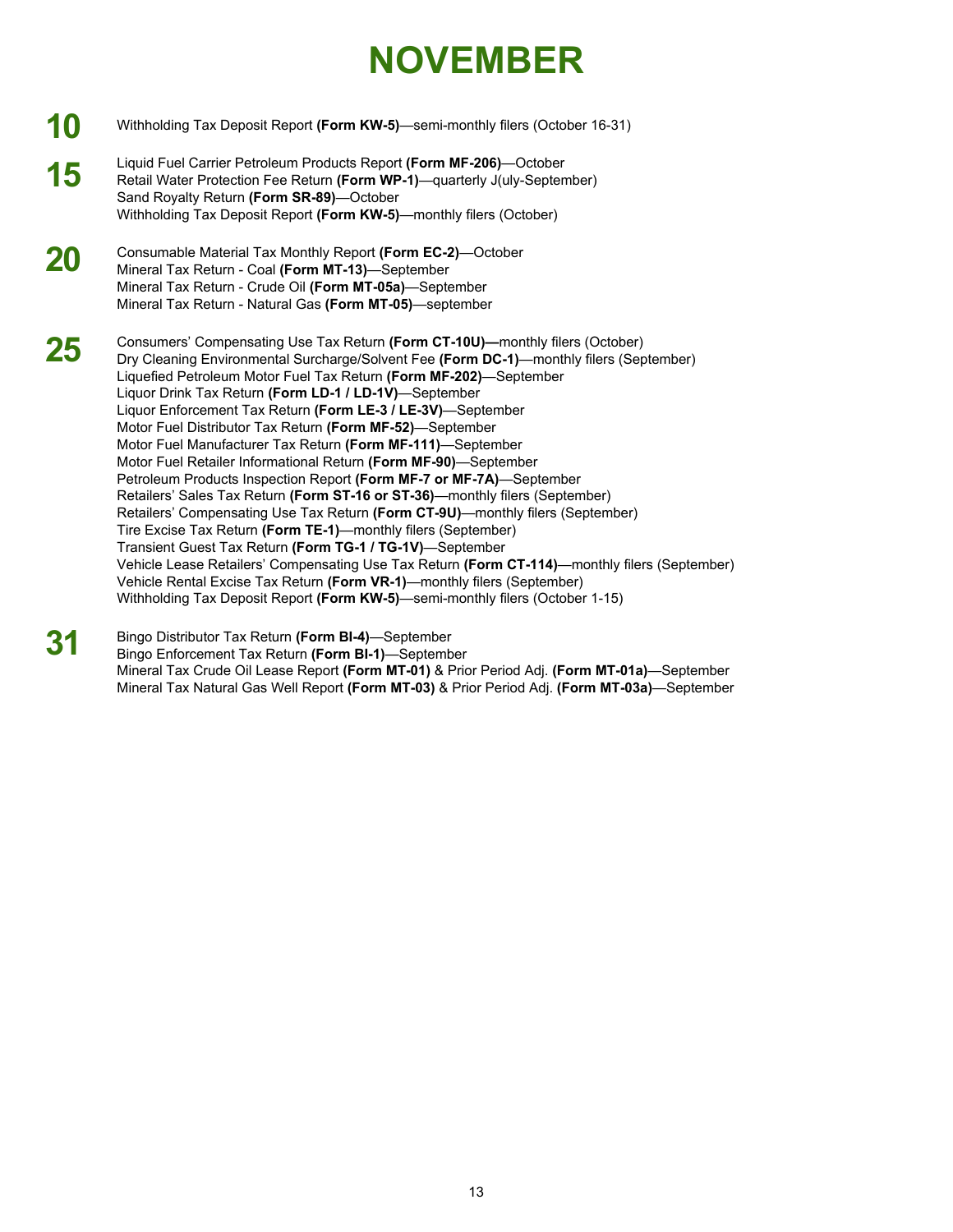# NOVEMBER

**10**

Withholding Tax Deposit Report **(Form KW-5)**—semi-monthly filers (October 16-31)

**15**

Liquid Fuel Carrier Petroleum Products Report **(Form MF-206)**—October
Retail Water Protection Fee Return **(Form WP-1)**—quarterly J(uly-September)
Sand Royalty Return **(Form SR-89)**—October
Withholding Tax Deposit Report **(Form KW-5)**—monthly filers (October)

**20**

Consumable Material Tax Monthly Report **(Form EC-2)**—October
Mineral Tax Return - Coal **(Form MT-13)**—September
Mineral Tax Return - Crude Oil **(Form MT-05a)**—September
Mineral Tax Return - Natural Gas **(Form MT-05)**—september

**25**

Consumers' Compensating Use Tax Return **(Form CT-10U)—**monthly filers (October)
Dry Cleaning Environmental Surcharge/Solvent Fee **(Form DC-1)**—monthly filers (September)
Liquefied Petroleum Motor Fuel Tax Return **(Form MF-202)**—September
Liquor Drink Tax Return **(Form LD-1 / LD-1V)**—September
Liquor Enforcement Tax Return **(Form LE-3 / LE-3V)**—September
Motor Fuel Distributor Tax Return **(Form MF-52)**—September
Motor Fuel Manufacturer Tax Return **(Form MF-111)**—September
Motor Fuel Retailer Informational Return **(Form MF-90)**—September
Petroleum Products Inspection Report **(Form MF-7 or MF-7A)**—September
Retailers' Sales Tax Return **(Form ST-16 or ST-36)**—monthly filers (September)
Retailers' Compensating Use Tax Return **(Form CT-9U)**—monthly filers (September)
Tire Excise Tax Return **(Form TE-1)**—monthly filers (September)
Transient Guest Tax Return **(Form TG-1 / TG-1V)**—September
Vehicle Lease Retailers' Compensating Use Tax Return **(Form CT-114)**—monthly filers (September)
Vehicle Rental Excise Tax Return **(Form VR-1)**—monthly filers (September)
Withholding Tax Deposit Report **(Form KW-5)**—semi-monthly filers (October 1-15)

**31**

Bingo Distributor Tax Return **(Form BI-4)**—September
Bingo Enforcement Tax Return **(Form BI-1)**—September
Mineral Tax Crude Oil Lease Report **(Form MT-01)** & Prior Period Adj. **(Form MT-01a)**—September
Mineral Tax Natural Gas Well Report **(Form MT-03)** & Prior Period Adj. **(Form MT-03a)**—September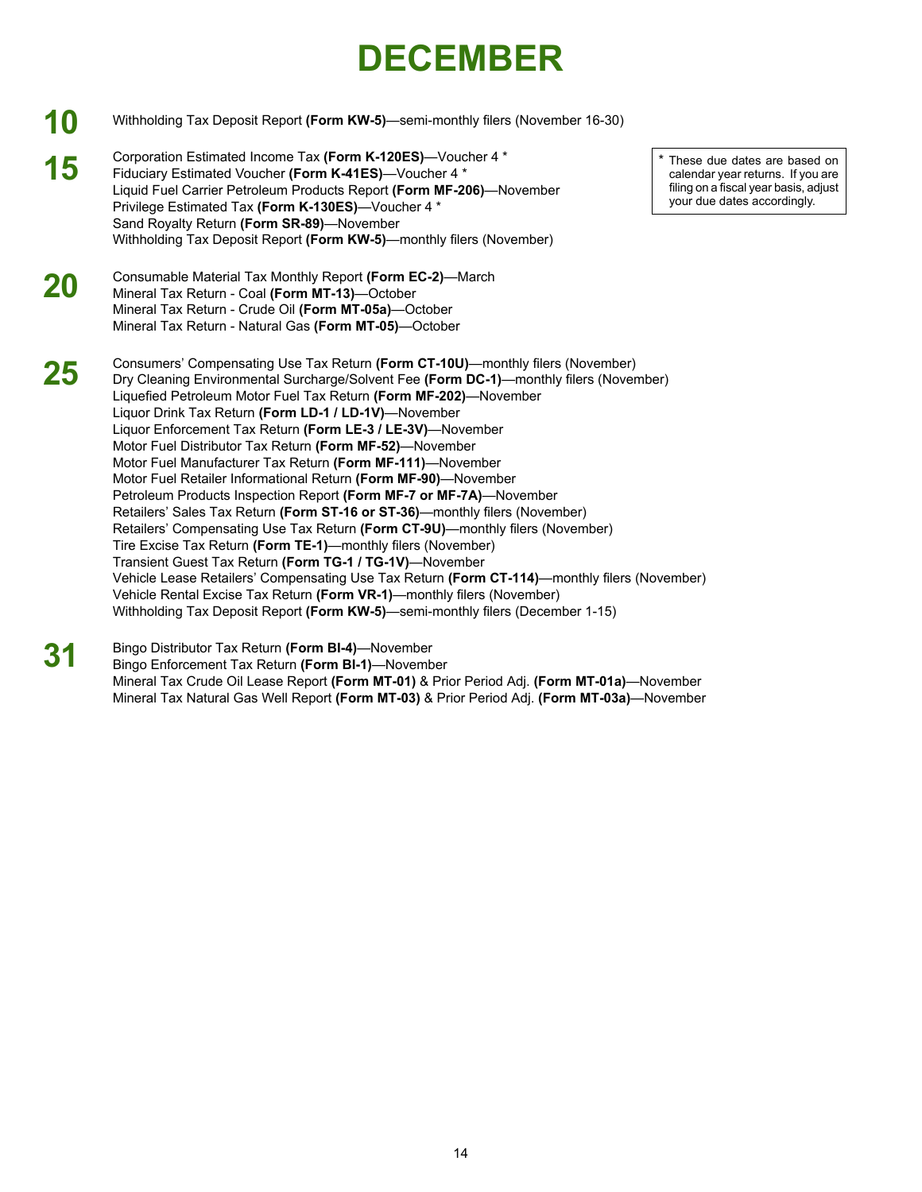# DECEMBER

## 10

Withholding Tax Deposit Report **(Form KW-5)**—semi-monthly filers (November 16-30)

## 15

Corporation Estimated Income Tax **(Form K-120ES)**—Voucher 4 *
Fiduciary Estimated Voucher **(Form K-41ES)**—Voucher 4 *
Liquid Fuel Carrier Petroleum Products Report **(Form MF-206)**—November
Privilege Estimated Tax **(Form K-130ES)**—Voucher 4 *
Sand Royalty Return **(Form SR-89)**—November
Withholding Tax Deposit Report **(Form KW-5)**—monthly filers (November)

* These due dates are based on calendar year returns. If you are filing on a fiscal year basis, adjust your due dates accordingly.

## 20

Consumable Material Tax Monthly Report **(Form EC-2)**—March
Mineral Tax Return - Coal **(Form MT-13)**—October
Mineral Tax Return - Crude Oil **(Form MT-05a)**—October
Mineral Tax Return - Natural Gas **(Form MT-05)**—October

## 25

Consumers' Compensating Use Tax Return **(Form CT-10U)**—monthly filers (November)
Dry Cleaning Environmental Surcharge/Solvent Fee **(Form DC-1)**—monthly filers (November)
Liquefied Petroleum Motor Fuel Tax Return **(Form MF-202)**—November
Liquor Drink Tax Return **(Form LD-1 / LD-1V)**—November
Liquor Enforcement Tax Return **(Form LE-3 / LE-3V)**—November
Motor Fuel Distributor Tax Return **(Form MF-52)**—November
Motor Fuel Manufacturer Tax Return **(Form MF-111)**—November
Motor Fuel Retailer Informational Return **(Form MF-90)**—November
Petroleum Products Inspection Report **(Form MF-7 or MF-7A)**—November
Retailers' Sales Tax Return **(Form ST-16 or ST-36)**—monthly filers (November)
Retailers' Compensating Use Tax Return **(Form CT-9U)**—monthly filers (November)
Tire Excise Tax Return **(Form TE-1)**—monthly filers (November)
Transient Guest Tax Return **(Form TG-1 / TG-1V)**—November
Vehicle Lease Retailers' Compensating Use Tax Return **(Form CT-114)**—monthly filers (November)
Vehicle Rental Excise Tax Return **(Form VR-1)**—monthly filers (November)
Withholding Tax Deposit Report **(Form KW-5)**—semi-monthly filers (December 1-15)

## 31

Bingo Distributor Tax Return **(Form BI-4)**—November
Bingo Enforcement Tax Return **(Form BI-1)**—November
Mineral Tax Crude Oil Lease Report **(Form MT-01)** & Prior Period Adj. **(Form MT-01a)**—November
Mineral Tax Natural Gas Well Report **(Form MT-03)** & Prior Period Adj. **(Form MT-03a)**—November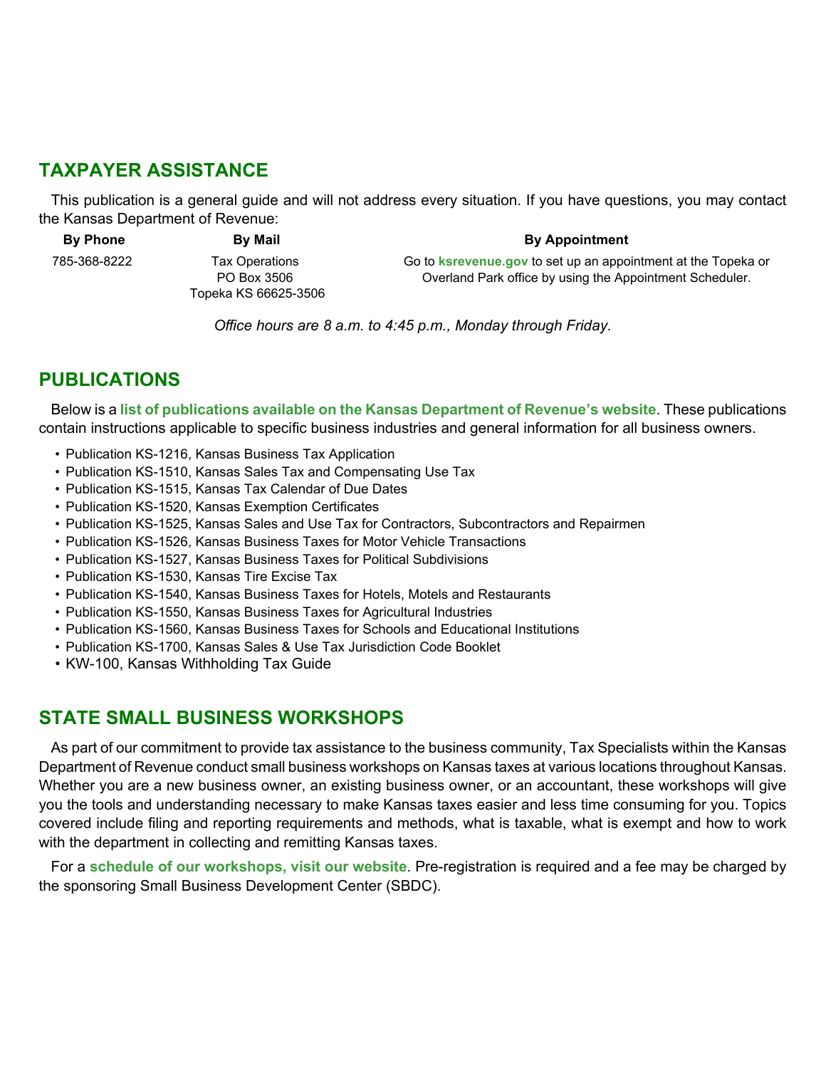## TAXPAYER ASSISTANCE

This publication is a general guide and will not address every situation. If you have questions, you may contact the Kansas Department of Revenue:

| By Phone | By Mail | By Appointment |
|---|---|---|
| 785-368-8222 | Tax Operations<br>PO Box 3506<br>Topeka KS 66625-3506 | Go to **ksrevenue.gov** to set up an appointment at the Topeka or Overland Park office by using the Appointment Scheduler. |

*Office hours are 8 a.m. to 4:45 p.m., Monday through Friday.*

## PUBLICATIONS

Below is a **list of publications available on the Kansas Department of Revenue's website**. These publications contain instructions applicable to specific business industries and general information for all business owners.

- Publication KS-1216, Kansas Business Tax Application
- Publication KS-1510, Kansas Sales Tax and Compensating Use Tax
- Publication KS-1515, Kansas Tax Calendar of Due Dates
- Publication KS-1520, Kansas Exemption Certificates
- Publication KS-1525, Kansas Sales and Use Tax for Contractors, Subcontractors and Repairmen
- Publication KS-1526, Kansas Business Taxes for Motor Vehicle Transactions
- Publication KS-1527, Kansas Business Taxes for Political Subdivisions
- Publication KS-1530, Kansas Tire Excise Tax
- Publication KS-1540, Kansas Business Taxes for Hotels, Motels and Restaurants
- Publication KS-1550, Kansas Business Taxes for Agricultural Industries
- Publication KS-1560, Kansas Business Taxes for Schools and Educational Institutions
- Publication KS-1700, Kansas Sales & Use Tax Jurisdiction Code Booklet
- KW-100, Kansas Withholding Tax Guide

## STATE SMALL BUSINESS WORKSHOPS

As part of our commitment to provide tax assistance to the business community, Tax Specialists within the Kansas Department of Revenue conduct small business workshops on Kansas taxes at various locations throughout Kansas. Whether you are a new business owner, an existing business owner, or an accountant, these workshops will give you the tools and understanding necessary to make Kansas taxes easier and less time consuming for you. Topics covered include filing and reporting requirements and methods, what is taxable, what is exempt and how to work with the department in collecting and remitting Kansas taxes.

For a **schedule of our workshops, visit our website**. Pre-registration is required and a fee may be charged by the sponsoring Small Business Development Center (SBDC).